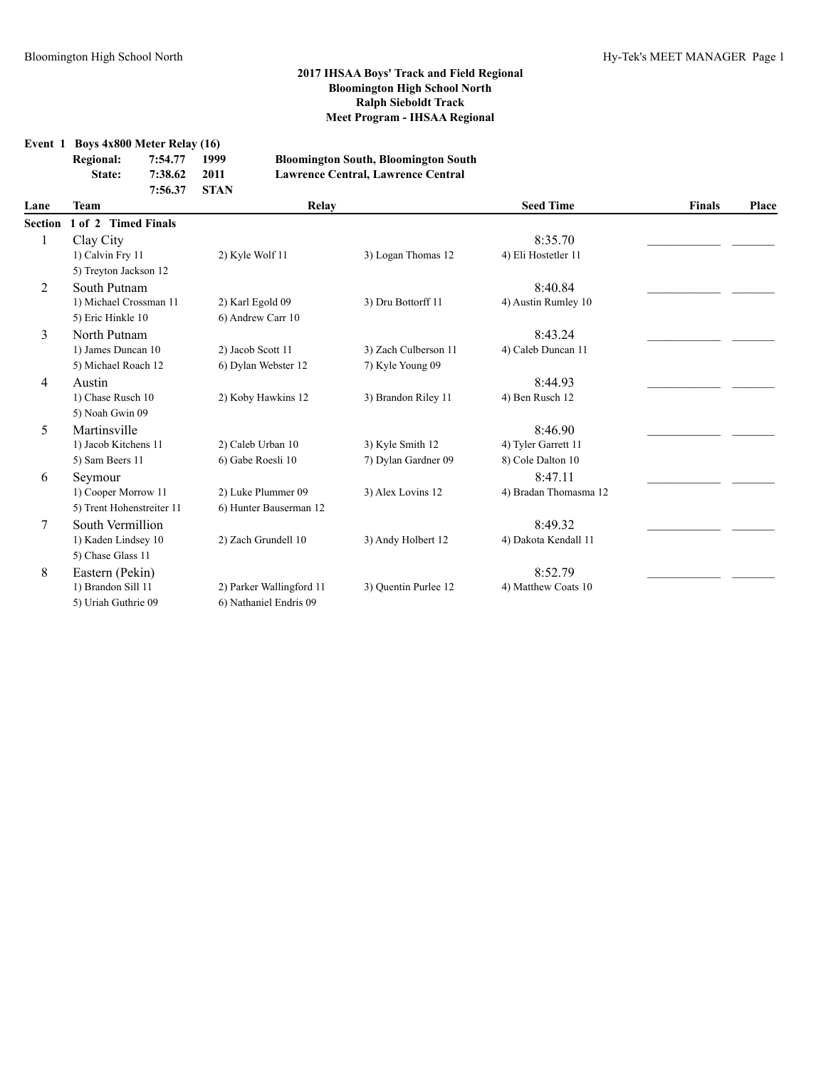**2017 IHSAA Boys' Track and Field Regional**
**Bloomington High School North**
**Ralph Sieboldt Track**
**Meet Program - IHSAA Regional**

**Event 1 Boys 4x800 Meter Relay (16)**

| | | | |
|---|---|---|---|
| **Regional:** | **7:54.77** | **1999** | **Bloomington South, Bloomington South** |
| **State:** | **7:38.62** | **2011** | **Lawrence Central, Lawrence Central** |
| | **7:56.37** | **STAN** | |

**Section 1 of 2 Timed Finals**

| Lane | Team | Relay | | | Seed Time | Finals | Place |
|---|---|---|---|---|---|---|---|
| 1 | Clay City | | | | 8:35.70 | ____________ | _______ |
| | 1) Calvin Fry 11 | 2) Kyle Wolf 11 | 3) Logan Thomas 12 | 4) Eli Hostetler 11 | | | |
| | 5) Treyton Jackson 12 | | | | | | |
| 2 | South Putnam | | | | 8:40.84 | ____________ | _______ |
| | 1) Michael Crossman 11 | 2) Karl Egold 09 | 3) Dru Bottorff 11 | 4) Austin Rumley 10 | | | |
| | 5) Eric Hinkle 10 | 6) Andrew Carr 10 | | | | | |
| 3 | North Putnam | | | | 8:43.24 | ____________ | _______ |
| | 1) James Duncan 10 | 2) Jacob Scott 11 | 3) Zach Culberson 11 | 4) Caleb Duncan 11 | | | |
| | 5) Michael Roach 12 | 6) Dylan Webster 12 | 7) Kyle Young 09 | | | | |
| 4 | Austin | | | | 8:44.93 | ____________ | _______ |
| | 1) Chase Rusch 10 | 2) Koby Hawkins 12 | 3) Brandon Riley 11 | 4) Ben Rusch 12 | | | |
| | 5) Noah Gwin 09 | | | | | | |
| 5 | Martinsville | | | | 8:46.90 | ____________ | _______ |
| | 1) Jacob Kitchens 11 | 2) Caleb Urban 10 | 3) Kyle Smith 12 | 4) Tyler Garrett 11 | | | |
| | 5) Sam Beers 11 | 6) Gabe Roesli 10 | 7) Dylan Gardner 09 | 8) Cole Dalton 10 | | | |
| 6 | Seymour | | | | 8:47.11 | ____________ | _______ |
| | 1) Cooper Morrow 11 | 2) Luke Plummer 09 | 3) Alex Lovins 12 | 4) Bradan Thomasma 12 | | | |
| | 5) Trent Hohenstreiter 11 | 6) Hunter Bauserman 12 | | | | | |
| 7 | South Vermillion | | | | 8:49.32 | ____________ | _______ |
| | 1) Kaden Lindsey 10 | 2) Zach Grundell 10 | 3) Andy Holbert 12 | 4) Dakota Kendall 11 | | | |
| | 5) Chase Glass 11 | | | | | | |
| 8 | Eastern (Pekin) | | | | 8:52.79 | ____________ | _______ |
| | 1) Brandon Sill 11 | 2) Parker Wallingford 11 | 3) Quentin Purlee 12 | 4) Matthew Coats 10 | | | |
| | 5) Uriah Guthrie 09 | 6) Nathaniel Endris 09 | | | | | |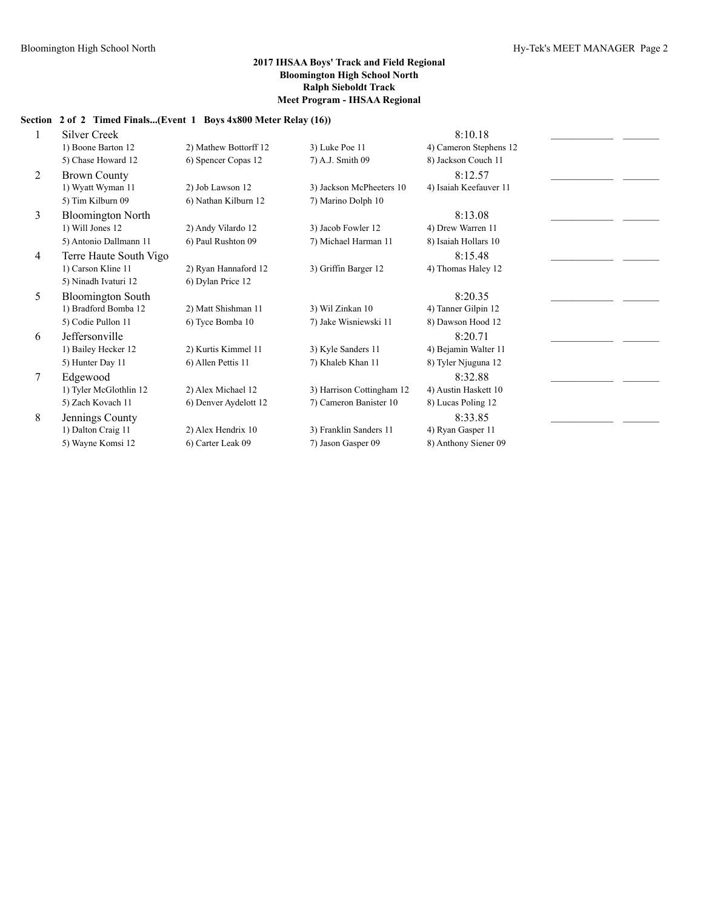**2017 IHSAA Boys' Track and Field Regional**
**Bloomington High School North**
**Ralph Sieboldt Track**
**Meet Program - IHSAA Regional**

**Section 2 of 2 Timed Finals...(Event 1 Boys 4x800 Meter Relay (16))**

| Lane | Team | | | Seed Time | | |
|---|---|---|---|---|---|---|
| 1 | Silver Creek | | | 8:10.18 | ____________ | _______ |
| | 1) Boone Barton 12 | 2) Mathew Bottorff 12 | 3) Luke Poe 11 | 4) Cameron Stephens 12 | | |
| | 5) Chase Howard 12 | 6) Spencer Copas 12 | 7) A.J. Smith 09 | 8) Jackson Couch 11 | | |
| 2 | Brown County | | | 8:12.57 | ____________ | _______ |
| | 1) Wyatt Wyman 11 | 2) Job Lawson 12 | 3) Jackson McPheeters 10 | 4) Isaiah Keefauver 11 | | |
| | 5) Tim Kilburn 09 | 6) Nathan Kilburn 12 | 7) Marino Dolph 10 | | | |
| 3 | Bloomington North | | | 8:13.08 | ____________ | _______ |
| | 1) Will Jones 12 | 2) Andy Vilardo 12 | 3) Jacob Fowler 12 | 4) Drew Warren 11 | | |
| | 5) Antonio Dallmann 11 | 6) Paul Rushton 09 | 7) Michael Harman 11 | 8) Isaiah Hollars 10 | | |
| 4 | Terre Haute South Vigo | | | 8:15.48 | ____________ | _______ |
| | 1) Carson Kline 11 | 2) Ryan Hannaford 12 | 3) Griffin Barger 12 | 4) Thomas Haley 12 | | |
| | 5) Ninadh Ivaturi 12 | 6) Dylan Price 12 | | | | |
| 5 | Bloomington South | | | 8:20.35 | ____________ | _______ |
| | 1) Bradford Bomba 12 | 2) Matt Shishman 11 | 3) Wil Zinkan 10 | 4) Tanner Gilpin 12 | | |
| | 5) Codie Pullon 11 | 6) Tyce Bomba 10 | 7) Jake Wisniewski 11 | 8) Dawson Hood 12 | | |
| 6 | Jeffersonville | | | 8:20.71 | ____________ | _______ |
| | 1) Bailey Hecker 12 | 2) Kurtis Kimmel 11 | 3) Kyle Sanders 11 | 4) Bejamin Walter 11 | | |
| | 5) Hunter Day 11 | 6) Allen Pettis 11 | 7) Khaleb Khan 11 | 8) Tyler Njuguna 12 | | |
| 7 | Edgewood | | | 8:32.88 | ____________ | _______ |
| | 1) Tyler McGlothlin 12 | 2) Alex Michael 12 | 3) Harrison Cottingham 12 | 4) Austin Haskett 10 | | |
| | 5) Zach Kovach 11 | 6) Denver Aydelott 12 | 7) Cameron Banister 10 | 8) Lucas Poling 12 | | |
| 8 | Jennings County | | | 8:33.85 | ____________ | _______ |
| | 1) Dalton Craig 11 | 2) Alex Hendrix 10 | 3) Franklin Sanders 11 | 4) Ryan Gasper 11 | | |
| | 5) Wayne Komsi 12 | 6) Carter Leak 09 | 7) Jason Gasper 09 | 8) Anthony Siener 09 | | |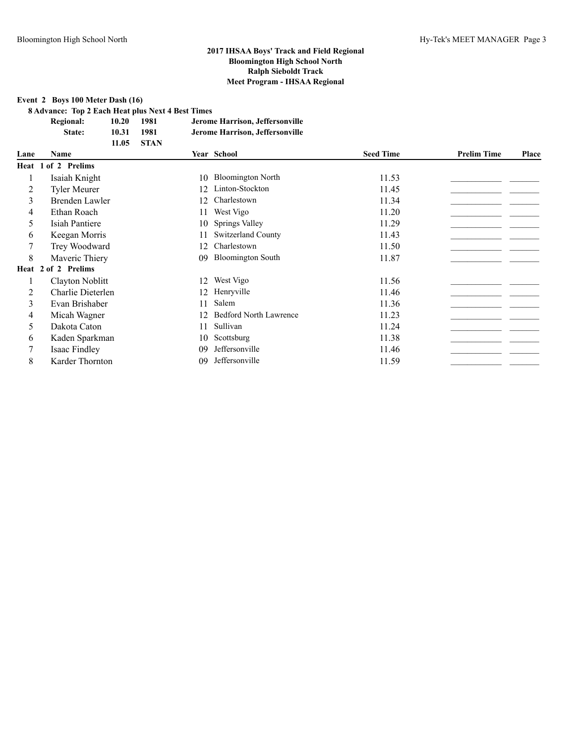**2017 IHSAA Boys' Track and Field Regional**
**Bloomington High School North**
**Ralph Sieboldt Track**
**Meet Program - IHSAA Regional**

**Event 2 Boys 100 Meter Dash (16)**

**8 Advance: Top 2 Each Heat plus Next 4 Best Times**

| | | | |
|---|---|---|---|
| **Regional:** | **10.20** | **1981** | **Jerome Harrison, Jeffersonville** |
| **State:** | **10.31** | **1981** | **Jerome Harrison, Jeffersonville** |
| | **11.05** | **STAN** | |

| Lane | Name | Year | School | Seed Time | Prelim Time | Place |
|---|---|---|---|---|---|---|
| **Heat 1 of 2 Prelims** | | | | | | |
| 1 | Isaiah Knight | 10 | Bloomington North | 11.53 | ___________ | _______ |
| 2 | Tyler Meurer | 12 | Linton-Stockton | 11.45 | ___________ | _______ |
| 3 | Brenden Lawler | 12 | Charlestown | 11.34 | ___________ | _______ |
| 4 | Ethan Roach | 11 | West Vigo | 11.20 | ___________ | _______ |
| 5 | Isiah Pantiere | 10 | Springs Valley | 11.29 | ___________ | _______ |
| 6 | Keegan Morris | 11 | Switzerland County | 11.43 | ___________ | _______ |
| 7 | Trey Woodward | 12 | Charlestown | 11.50 | ___________ | _______ |
| 8 | Maveric Thiery | 09 | Bloomington South | 11.87 | ___________ | _______ |
| **Heat 2 of 2 Prelims** | | | | | | |
| 1 | Clayton Noblitt | 12 | West Vigo | 11.56 | ___________ | _______ |
| 2 | Charlie Dieterlen | 12 | Henryville | 11.46 | ___________ | _______ |
| 3 | Evan Brishaber | 11 | Salem | 11.36 | ___________ | _______ |
| 4 | Micah Wagner | 12 | Bedford North Lawrence | 11.23 | ___________ | _______ |
| 5 | Dakota Caton | 11 | Sullivan | 11.24 | ___________ | _______ |
| 6 | Kaden Sparkman | 10 | Scottsburg | 11.38 | ___________ | _______ |
| 7 | Isaac Findley | 09 | Jeffersonville | 11.46 | ___________ | _______ |
| 8 | Karder Thornton | 09 | Jeffersonville | 11.59 | ___________ | _______ |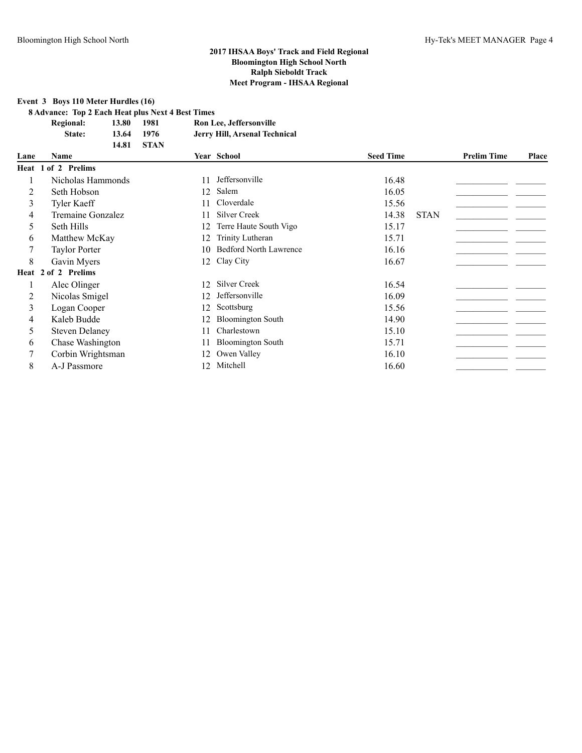## 2017 IHSAA Boys' Track and Field Regional
## Bloomington High School North
## Ralph Sieboldt Track
## Meet Program - IHSAA Regional

**Event 3 Boys 110 Meter Hurdles (16)**

**8 Advance: Top 2 Each Heat plus Next 4 Best Times**

| | | | |
|---|---|---|---|
| **Regional:** | **13.80** | **1981** | **Ron Lee, Jeffersonville** |
| **State:** | **13.64** | **1976** | **Jerry Hill, Arsenal Technical** |
| | **14.81** | **STAN** | |

| Lane | Name | Year | School | Seed Time | | Prelim Time | Place |
|---|---|---|---|---|---|---|---|
| **Heat 1 of 2 Prelims** | | | | | | | |
| 1 | Nicholas Hammonds | 11 | Jeffersonville | 16.48 | | ___________ | _______ |
| 2 | Seth Hobson | 12 | Salem | 16.05 | | ___________ | _______ |
| 3 | Tyler Kaeff | 11 | Cloverdale | 15.56 | | ___________ | _______ |
| 4 | Tremaine Gonzalez | 11 | Silver Creek | 14.38 | STAN | ___________ | _______ |
| 5 | Seth Hills | 12 | Terre Haute South Vigo | 15.17 | | ___________ | _______ |
| 6 | Matthew McKay | 12 | Trinity Lutheran | 15.71 | | ___________ | _______ |
| 7 | Taylor Porter | 10 | Bedford North Lawrence | 16.16 | | ___________ | _______ |
| 8 | Gavin Myers | 12 | Clay City | 16.67 | | ___________ | _______ |
| **Heat 2 of 2 Prelims** | | | | | | | |
| 1 | Alec Olinger | 12 | Silver Creek | 16.54 | | ___________ | _______ |
| 2 | Nicolas Smigel | 12 | Jeffersonville | 16.09 | | ___________ | _______ |
| 3 | Logan Cooper | 12 | Scottsburg | 15.56 | | ___________ | _______ |
| 4 | Kaleb Budde | 12 | Bloomington South | 14.90 | | ___________ | _______ |
| 5 | Steven Delaney | 11 | Charlestown | 15.10 | | ___________ | _______ |
| 6 | Chase Washington | 11 | Bloomington South | 15.71 | | ___________ | _______ |
| 7 | Corbin Wrightsman | 12 | Owen Valley | 16.10 | | ___________ | _______ |
| 8 | A-J Passmore | 12 | Mitchell | 16.60 | | ___________ | _______ |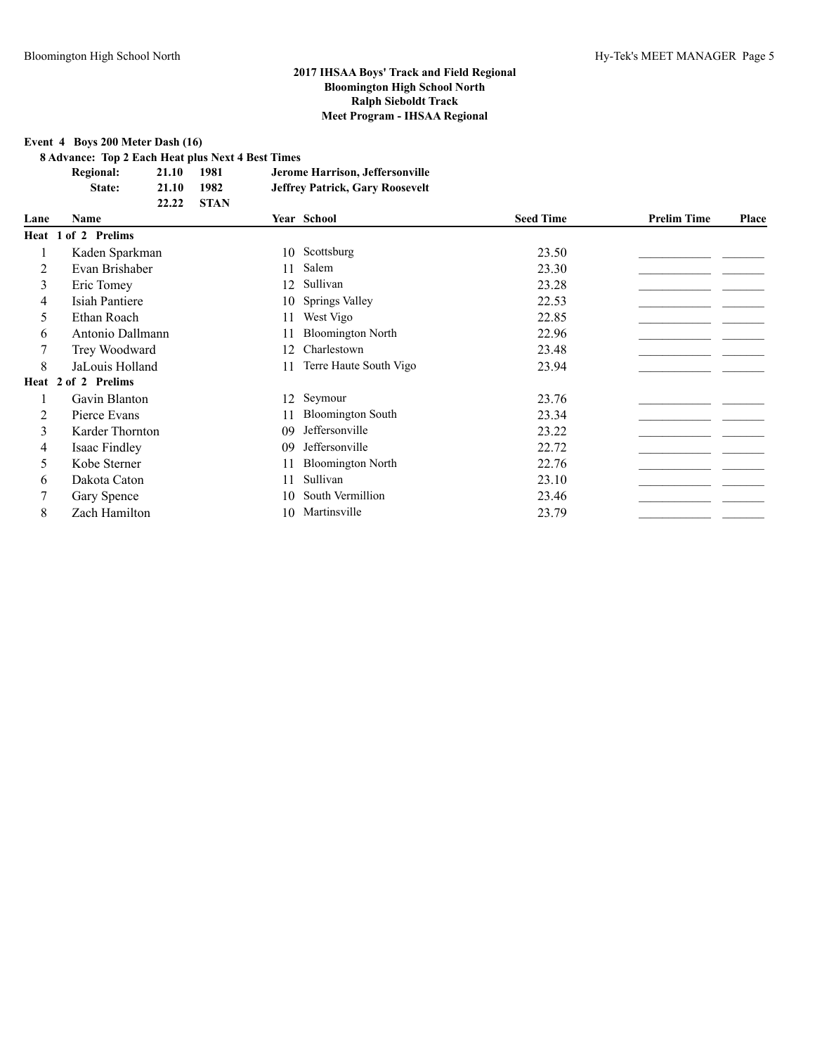**2017 IHSAA Boys' Track and Field Regional**
**Bloomington High School North**
**Ralph Sieboldt Track**
**Meet Program - IHSAA Regional**

**Event 4 Boys 200 Meter Dash (16)**

**8 Advance: Top 2 Each Heat plus Next 4 Best Times**

| | | | |
|---|---|---|---|
| **Regional:** | **21.10** | **1981** | **Jerome Harrison, Jeffersonville** |
| **State:** | **21.10** | **1982** | **Jeffrey Patrick, Gary Roosevelt** |
| | **22.22** | **STAN** | |

| Lane | Name | Year | School | Seed Time | Prelim Time | Place |
|---|---|---|---|---|---|---|
| **Heat 1 of 2 Prelims** | | | | | | |
| 1 | Kaden Sparkman | 10 | Scottsburg | 23.50 | ___________ | _______ |
| 2 | Evan Brishaber | 11 | Salem | 23.30 | ___________ | _______ |
| 3 | Eric Tomey | 12 | Sullivan | 23.28 | ___________ | _______ |
| 4 | Isiah Pantiere | 10 | Springs Valley | 22.53 | ___________ | _______ |
| 5 | Ethan Roach | 11 | West Vigo | 22.85 | ___________ | _______ |
| 6 | Antonio Dallmann | 11 | Bloomington North | 22.96 | ___________ | _______ |
| 7 | Trey Woodward | 12 | Charlestown | 23.48 | ___________ | _______ |
| 8 | JaLouis Holland | 11 | Terre Haute South Vigo | 23.94 | ___________ | _______ |
| **Heat 2 of 2 Prelims** | | | | | | |
| 1 | Gavin Blanton | 12 | Seymour | 23.76 | ___________ | _______ |
| 2 | Pierce Evans | 11 | Bloomington South | 23.34 | ___________ | _______ |
| 3 | Karder Thornton | 09 | Jeffersonville | 23.22 | ___________ | _______ |
| 4 | Isaac Findley | 09 | Jeffersonville | 22.72 | ___________ | _______ |
| 5 | Kobe Sterner | 11 | Bloomington North | 22.76 | ___________ | _______ |
| 6 | Dakota Caton | 11 | Sullivan | 23.10 | ___________ | _______ |
| 7 | Gary Spence | 10 | South Vermillion | 23.46 | ___________ | _______ |
| 8 | Zach Hamilton | 10 | Martinsville | 23.79 | ___________ | _______ |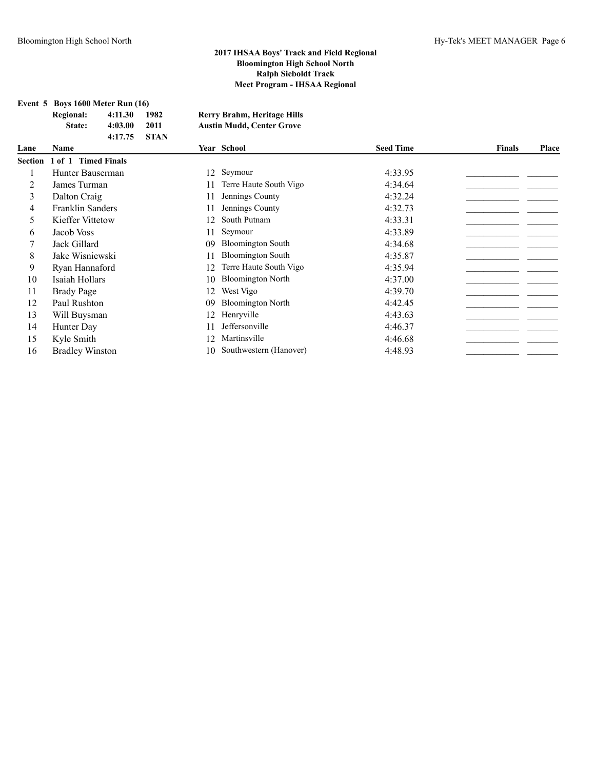# 2017 IHSAA Boys' Track and Field Regional
## Bloomington High School North
## Ralph Sieboldt Track
## Meet Program - IHSAA Regional

**Event 5 Boys 1600 Meter Run (16)**

| | | | |
|---|---|---|---|
| **Regional:** | **4:11.30** | **1982** | **Rerry Brahm, Heritage Hills** |
| **State:** | **4:03.00** | **2011** | **Austin Mudd, Center Grove** |
| | **4:17.75** | **STAN** | |

| Lane | Name | Year | School | Seed Time | Finals | Place |
|---|---|---|---|---|---|---|
| **Section 1 of 1 Timed Finals** | | | | | | |
| 1 | Hunter Bauserman | 12 | Seymour | 4:33.95 | ___________ | _______ |
| 2 | James Turman | 11 | Terre Haute South Vigo | 4:34.64 | ___________ | _______ |
| 3 | Dalton Craig | 11 | Jennings County | 4:32.24 | ___________ | _______ |
| 4 | Franklin Sanders | 11 | Jennings County | 4:32.73 | ___________ | _______ |
| 5 | Kieffer Vittetow | 12 | South Putnam | 4:33.31 | ___________ | _______ |
| 6 | Jacob Voss | 11 | Seymour | 4:33.89 | ___________ | _______ |
| 7 | Jack Gillard | 09 | Bloomington South | 4:34.68 | ___________ | _______ |
| 8 | Jake Wisniewski | 11 | Bloomington South | 4:35.87 | ___________ | _______ |
| 9 | Ryan Hannaford | 12 | Terre Haute South Vigo | 4:35.94 | ___________ | _______ |
| 10 | Isaiah Hollars | 10 | Bloomington North | 4:37.00 | ___________ | _______ |
| 11 | Brady Page | 12 | West Vigo | 4:39.70 | ___________ | _______ |
| 12 | Paul Rushton | 09 | Bloomington North | 4:42.45 | ___________ | _______ |
| 13 | Will Buysman | 12 | Henryville | 4:43.63 | ___________ | _______ |
| 14 | Hunter Day | 11 | Jeffersonville | 4:46.37 | ___________ | _______ |
| 15 | Kyle Smith | 12 | Martinsville | 4:46.68 | ___________ | _______ |
| 16 | Bradley Winston | 10 | Southwestern (Hanover) | 4:48.93 | ___________ | _______ |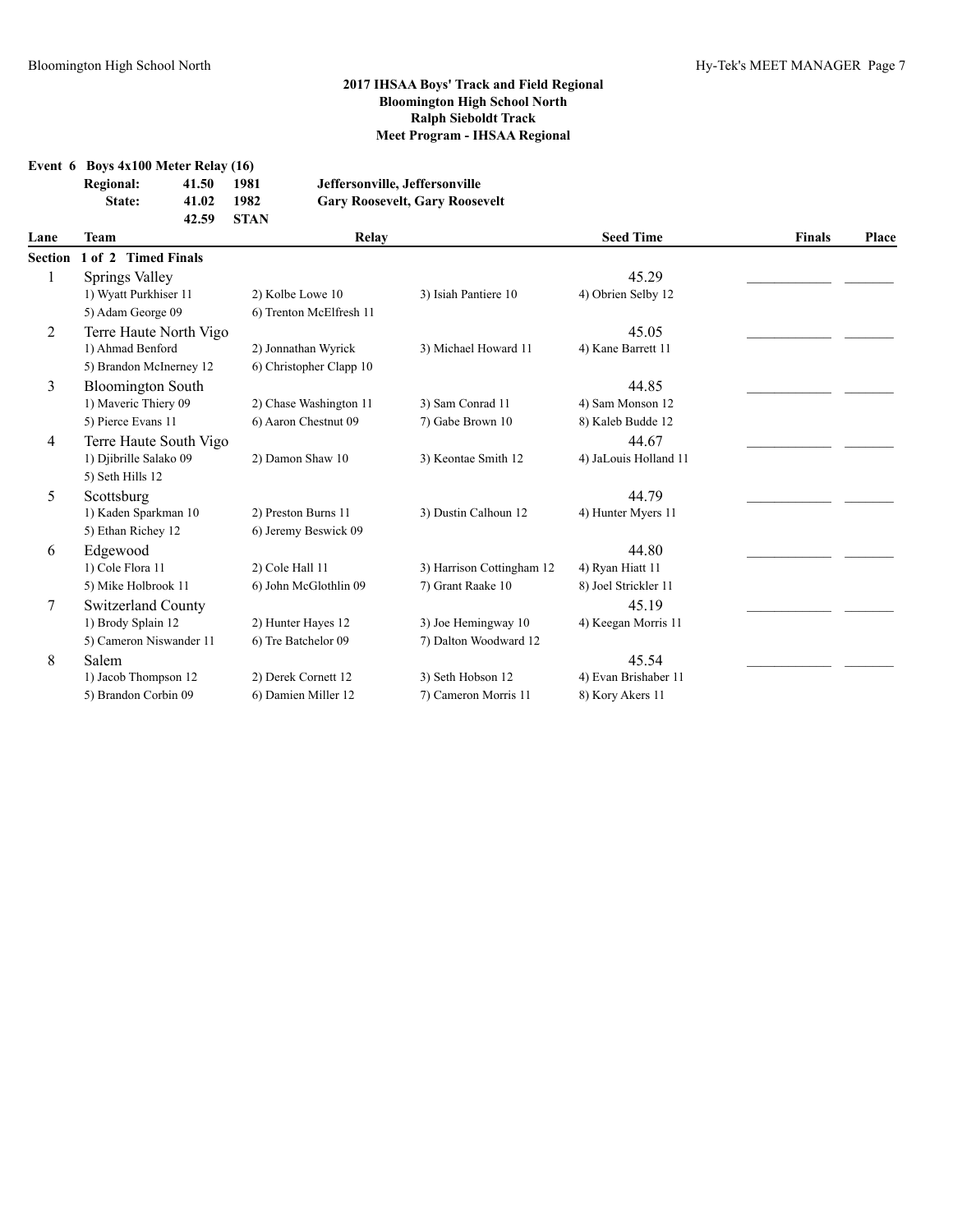## 2017 IHSAA Boys' Track and Field Regional
## Bloomington High School North
## Ralph Sieboldt Track
## Meet Program - IHSAA Regional

**Event 6 Boys 4x100 Meter Relay (16)**

| | | | |
|---|---|---|---|
| **Regional:** | **41.50** | **1981** | **Jeffersonville, Jeffersonville** |
| **State:** | **41.02** | **1982** | **Gary Roosevelt, Gary Roosevelt** |
| | **42.59** | **STAN** | |

| Lane | Team | Relay | | Seed Time | Finals | Place |
|---|---|---|---|---|---|---|
| **Section 1 of 2 Timed Finals** | | | | | | |
| 1 | Springs Valley | | | 45.29 | ___________ | _______ |
| | 1) Wyatt Purkhiser 11 | 2) Kolbe Lowe 10 | 3) Isiah Pantiere 10 | 4) Obrien Selby 12 | | |
| | 5) Adam George 09 | 6) Trenton McElfresh 11 | | | | |
| 2 | Terre Haute North Vigo | | | 45.05 | ___________ | _______ |
| | 1) Ahmad Benford | 2) Jonnathan Wyrick | 3) Michael Howard 11 | 4) Kane Barrett 11 | | |
| | 5) Brandon McInerney 12 | 6) Christopher Clapp 10 | | | | |
| 3 | Bloomington South | | | 44.85 | ___________ | _______ |
| | 1) Maveric Thiery 09 | 2) Chase Washington 11 | 3) Sam Conrad 11 | 4) Sam Monson 12 | | |
| | 5) Pierce Evans 11 | 6) Aaron Chestnut 09 | 7) Gabe Brown 10 | 8) Kaleb Budde 12 | | |
| 4 | Terre Haute South Vigo | | | 44.67 | ___________ | _______ |
| | 1) Djibrille Salako 09 | 2) Damon Shaw 10 | 3) Keontae Smith 12 | 4) JaLouis Holland 11 | | |
| | 5) Seth Hills 12 | | | | | |
| 5 | Scottsburg | | | 44.79 | ___________ | _______ |
| | 1) Kaden Sparkman 10 | 2) Preston Burns 11 | 3) Dustin Calhoun 12 | 4) Hunter Myers 11 | | |
| | 5) Ethan Richey 12 | 6) Jeremy Beswick 09 | | | | |
| 6 | Edgewood | | | 44.80 | ___________ | _______ |
| | 1) Cole Flora 11 | 2) Cole Hall 11 | 3) Harrison Cottingham 12 | 4) Ryan Hiatt 11 | | |
| | 5) Mike Holbrook 11 | 6) John McGlothlin 09 | 7) Grant Raake 10 | 8) Joel Strickler 11 | | |
| 7 | Switzerland County | | | 45.19 | ___________ | _______ |
| | 1) Brody Splain 12 | 2) Hunter Hayes 12 | 3) Joe Hemingway 10 | 4) Keegan Morris 11 | | |
| | 5) Cameron Niswander 11 | 6) Tre Batchelor 09 | 7) Dalton Woodward 12 | | | |
| 8 | Salem | | | 45.54 | ___________ | _______ |
| | 1) Jacob Thompson 12 | 2) Derek Cornett 12 | 3) Seth Hobson 12 | 4) Evan Brishaber 11 | | |
| | 5) Brandon Corbin 09 | 6) Damien Miller 12 | 7) Cameron Morris 11 | 8) Kory Akers 11 | | |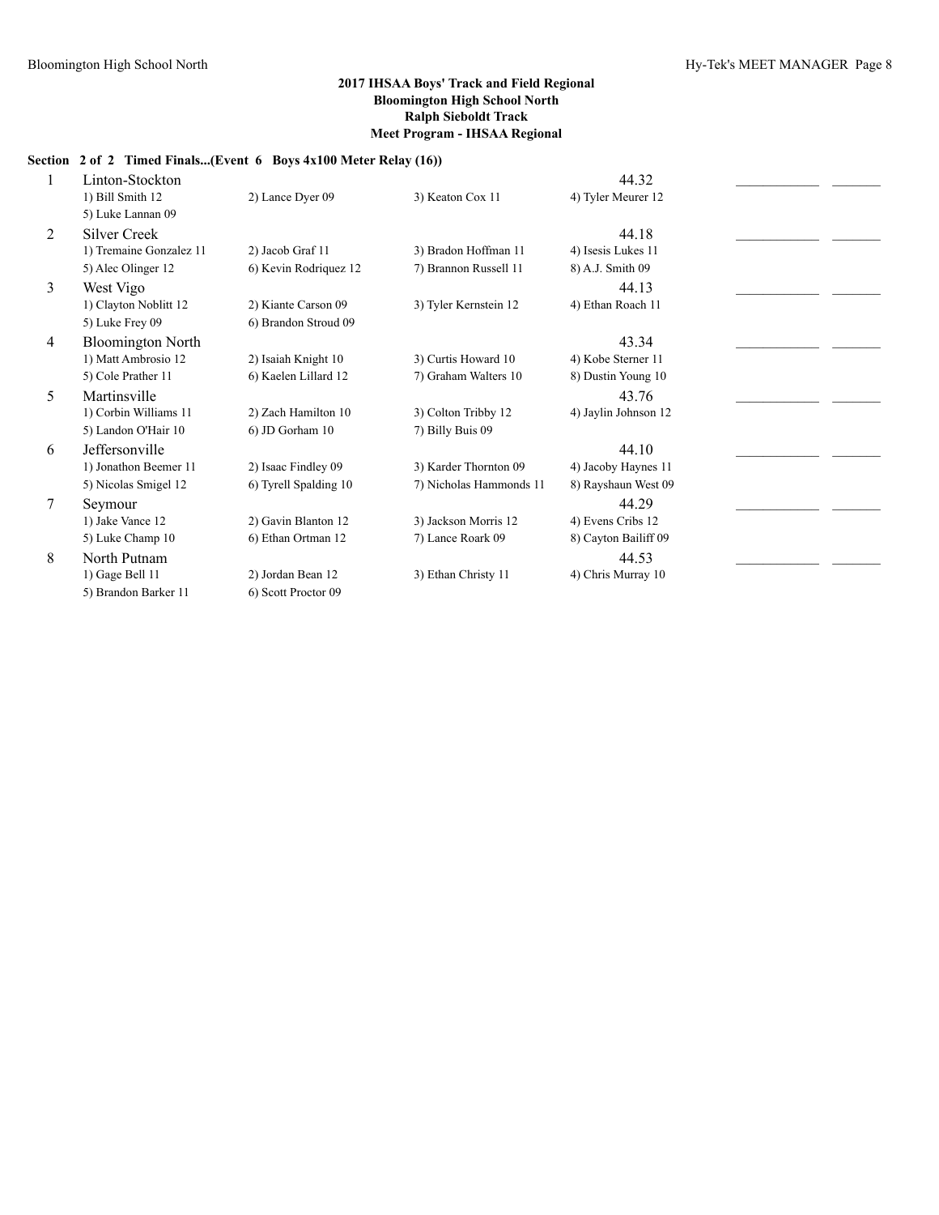**2017 IHSAA Boys' Track and Field Regional**
**Bloomington High School North**
**Ralph Sieboldt Track**
**Meet Program - IHSAA Regional**

**Section 2 of 2 Timed Finals...(Event 6 Boys 4x100 Meter Relay (16))**

| Lane | Team | | | | Seed Time | | |
|---|---|---|---|---|---|---|---|
| 1 | Linton-Stockton | | | | 44.32 | ____________ | _______ |
| | 1) Bill Smith 12 | 2) Lance Dyer 09 | 3) Keaton Cox 11 | 4) Tyler Meurer 12 | | | |
| | 5) Luke Lannan 09 | | | | | | |
| 2 | Silver Creek | | | | 44.18 | ____________ | _______ |
| | 1) Tremaine Gonzalez 11 | 2) Jacob Graf 11 | 3) Bradon Hoffman 11 | 4) Isesis Lukes 11 | | | |
| | 5) Alec Olinger 12 | 6) Kevin Rodriquez 12 | 7) Brannon Russell 11 | 8) A.J. Smith 09 | | | |
| 3 | West Vigo | | | | 44.13 | ____________ | _______ |
| | 1) Clayton Noblitt 12 | 2) Kiante Carson 09 | 3) Tyler Kernstein 12 | 4) Ethan Roach 11 | | | |
| | 5) Luke Frey 09 | 6) Brandon Stroud 09 | | | | | |
| 4 | Bloomington North | | | | 43.34 | ____________ | _______ |
| | 1) Matt Ambrosio 12 | 2) Isaiah Knight 10 | 3) Curtis Howard 10 | 4) Kobe Sterner 11 | | | |
| | 5) Cole Prather 11 | 6) Kaelen Lillard 12 | 7) Graham Walters 10 | 8) Dustin Young 10 | | | |
| 5 | Martinsville | | | | 43.76 | ____________ | _______ |
| | 1) Corbin Williams 11 | 2) Zach Hamilton 10 | 3) Colton Tribby 12 | 4) Jaylin Johnson 12 | | | |
| | 5) Landon O'Hair 10 | 6) JD Gorham 10 | 7) Billy Buis 09 | | | | |
| 6 | Jeffersonville | | | | 44.10 | ____________ | _______ |
| | 1) Jonathon Beemer 11 | 2) Isaac Findley 09 | 3) Karder Thornton 09 | 4) Jacoby Haynes 11 | | | |
| | 5) Nicolas Smigel 12 | 6) Tyrell Spalding 10 | 7) Nicholas Hammonds 11 | 8) Rayshaun West 09 | | | |
| 7 | Seymour | | | | 44.29 | ____________ | _______ |
| | 1) Jake Vance 12 | 2) Gavin Blanton 12 | 3) Jackson Morris 12 | 4) Evens Cribs 12 | | | |
| | 5) Luke Champ 10 | 6) Ethan Ortman 12 | 7) Lance Roark 09 | 8) Cayton Bailiff 09 | | | |
| 8 | North Putnam | | | | 44.53 | ____________ | _______ |
| | 1) Gage Bell 11 | 2) Jordan Bean 12 | 3) Ethan Christy 11 | 4) Chris Murray 10 | | | |
| | 5) Brandon Barker 11 | 6) Scott Proctor 09 | | | | | |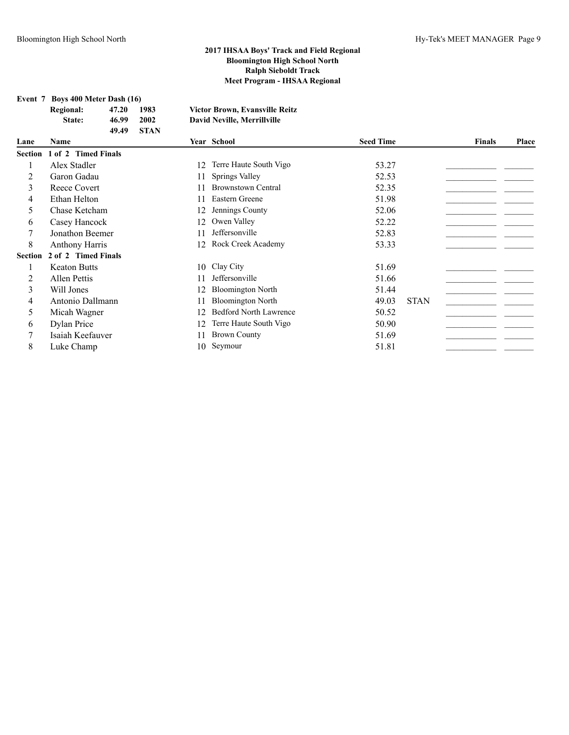## 2017 IHSAA Boys' Track and Field Regional
## Bloomington High School North
## Ralph Sieboldt Track
## Meet Program - IHSAA Regional

**Event 7 Boys 400 Meter Dash (16)**

| | | | |
|---|---|---|---|
| **Regional:** | 47.20 | 1983 | Victor Brown, Evansville Reitz |
| **State:** | 46.99 | 2002 | David Neville, Merrillville |
| | 49.49 | STAN | |

| Lane | Name | Year | School | Seed Time | | Finals | Place |
|---|---|---|---|---|---|---|---|
| **Section 1 of 2 Timed Finals** | | | | | | | |
| 1 | Alex Stadler | 12 | Terre Haute South Vigo | 53.27 | | | |
| 2 | Garon Gadau | 11 | Springs Valley | 52.53 | | | |
| 3 | Reece Covert | 11 | Brownstown Central | 52.35 | | | |
| 4 | Ethan Helton | 11 | Eastern Greene | 51.98 | | | |
| 5 | Chase Ketcham | 12 | Jennings County | 52.06 | | | |
| 6 | Casey Hancock | 12 | Owen Valley | 52.22 | | | |
| 7 | Jonathon Beemer | 11 | Jeffersonville | 52.83 | | | |
| 8 | Anthony Harris | 12 | Rock Creek Academy | 53.33 | | | |
| **Section 2 of 2 Timed Finals** | | | | | | | |
| 1 | Keaton Butts | 10 | Clay City | 51.69 | | | |
| 2 | Allen Pettis | 11 | Jeffersonville | 51.66 | | | |
| 3 | Will Jones | 12 | Bloomington North | 51.44 | | | |
| 4 | Antonio Dallmann | 11 | Bloomington North | 49.03 | STAN | | |
| 5 | Micah Wagner | 12 | Bedford North Lawrence | 50.52 | | | |
| 6 | Dylan Price | 12 | Terre Haute South Vigo | 50.90 | | | |
| 7 | Isaiah Keefauver | 11 | Brown County | 51.69 | | | |
| 8 | Luke Champ | 10 | Seymour | 51.81 | | | |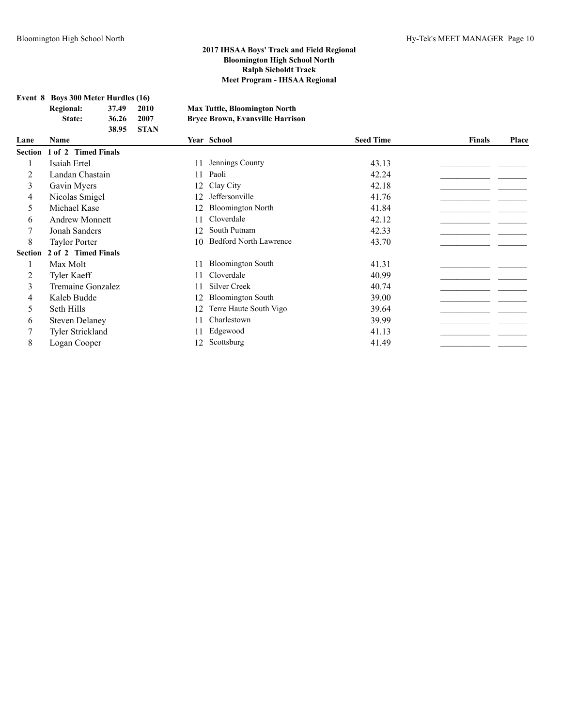## 2017 IHSAA Boys' Track and Field Regional
## Bloomington High School North
## Ralph Sieboldt Track
## Meet Program - IHSAA Regional

### Event 8 Boys 300 Meter Hurdles (16)

| | | | |
|---|---|---|---|
| Regional: | 37.49 | 2010 | Max Tuttle, Bloomington North |
| State: | 36.26 | 2007 | Bryce Brown, Evansville Harrison |
| | 38.95 | STAN | |

| Lane | Name | Year | School | Seed Time | Finals | Place |
|---|---|---|---|---|---|---|
| **Section 1 of 2 Timed Finals** | | | | | | |
| 1 | Isaiah Ertel | 11 | Jennings County | 43.13 | | |
| 2 | Landan Chastain | 11 | Paoli | 42.24 | | |
| 3 | Gavin Myers | 12 | Clay City | 42.18 | | |
| 4 | Nicolas Smigel | 12 | Jeffersonville | 41.76 | | |
| 5 | Michael Kase | 12 | Bloomington North | 41.84 | | |
| 6 | Andrew Monnett | 11 | Cloverdale | 42.12 | | |
| 7 | Jonah Sanders | 12 | South Putnam | 42.33 | | |
| 8 | Taylor Porter | 10 | Bedford North Lawrence | 43.70 | | |
| **Section 2 of 2 Timed Finals** | | | | | | |
| 1 | Max Molt | 11 | Bloomington South | 41.31 | | |
| 2 | Tyler Kaeff | 11 | Cloverdale | 40.99 | | |
| 3 | Tremaine Gonzalez | 11 | Silver Creek | 40.74 | | |
| 4 | Kaleb Budde | 12 | Bloomington South | 39.00 | | |
| 5 | Seth Hills | 12 | Terre Haute South Vigo | 39.64 | | |
| 6 | Steven Delaney | 11 | Charlestown | 39.99 | | |
| 7 | Tyler Strickland | 11 | Edgewood | 41.13 | | |
| 8 | Logan Cooper | 12 | Scottsburg | 41.49 | | |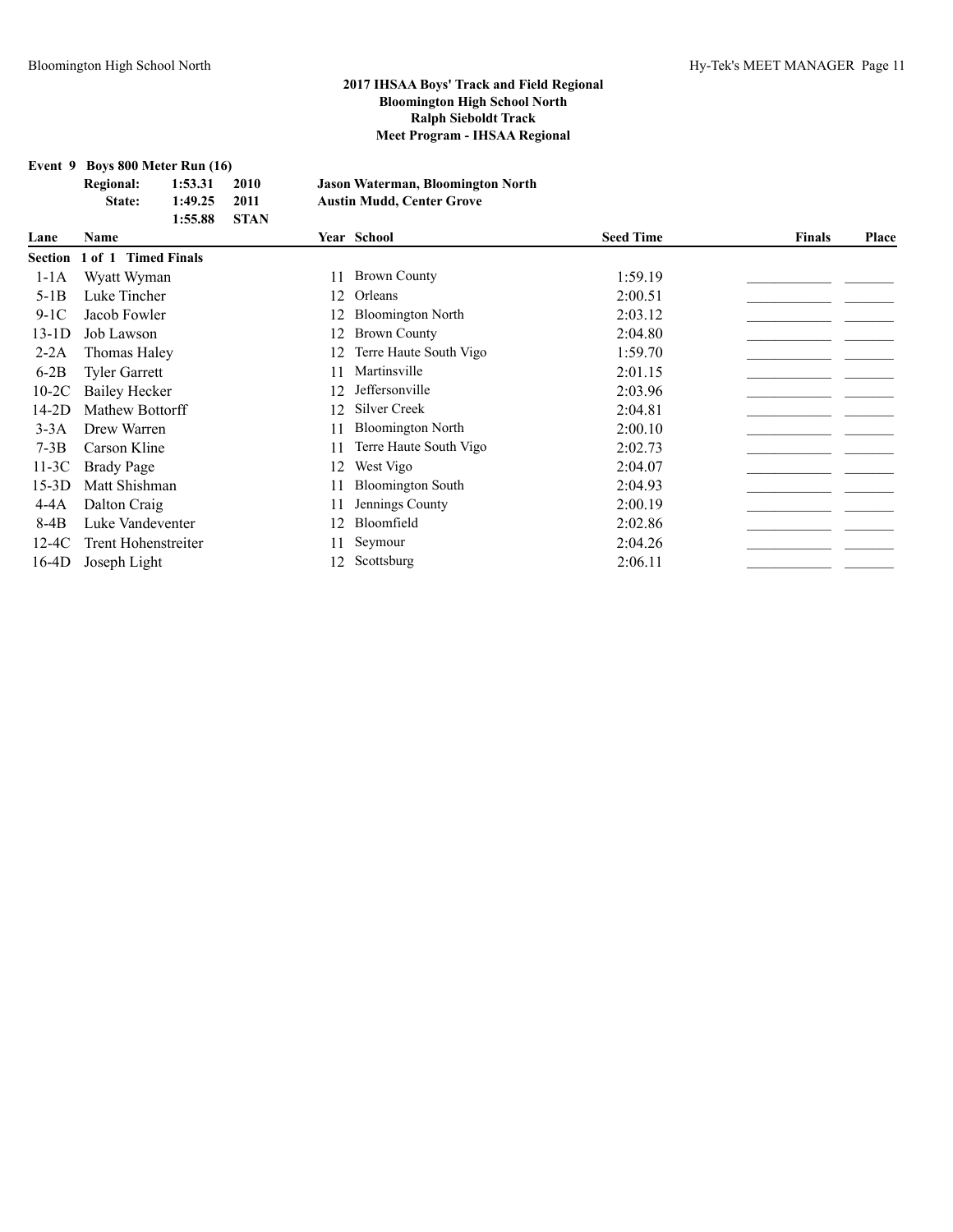# 2017 IHSAA Boys' Track and Field Regional
## Bloomington High School North
## Ralph Sieboldt Track
## Meet Program - IHSAA Regional

**Event 9 Boys 800 Meter Run (16)**

| | | | |
|---|---|---|---|
| **Regional:** | 1:53.31 | 2010 | Jason Waterman, Bloomington North |
| **State:** | 1:49.25 | 2011 | Austin Mudd, Center Grove |
| | 1:55.88 | STAN | |

| Lane | Name | Year | School | Seed Time | Finals | Place |
|---|---|---|---|---|---|---|
| **Section 1 of 1 Timed Finals** | | | | | | |
| 1-1A | Wyatt Wyman | 11 | Brown County | 1:59.19 | | |
| 5-1B | Luke Tincher | 12 | Orleans | 2:00.51 | | |
| 9-1C | Jacob Fowler | 12 | Bloomington North | 2:03.12 | | |
| 13-1D | Job Lawson | 12 | Brown County | 2:04.80 | | |
| 2-2A | Thomas Haley | 12 | Terre Haute South Vigo | 1:59.70 | | |
| 6-2B | Tyler Garrett | 11 | Martinsville | 2:01.15 | | |
| 10-2C | Bailey Hecker | 12 | Jeffersonville | 2:03.96 | | |
| 14-2D | Mathew Bottorff | 12 | Silver Creek | 2:04.81 | | |
| 3-3A | Drew Warren | 11 | Bloomington North | 2:00.10 | | |
| 7-3B | Carson Kline | 11 | Terre Haute South Vigo | 2:02.73 | | |
| 11-3C | Brady Page | 12 | West Vigo | 2:04.07 | | |
| 15-3D | Matt Shishman | 11 | Bloomington South | 2:04.93 | | |
| 4-4A | Dalton Craig | 11 | Jennings County | 2:00.19 | | |
| 8-4B | Luke Vandeventer | 12 | Bloomfield | 2:02.86 | | |
| 12-4C | Trent Hohenstreiter | 11 | Seymour | 2:04.26 | | |
| 16-4D | Joseph Light | 12 | Scottsburg | 2:06.11 | | |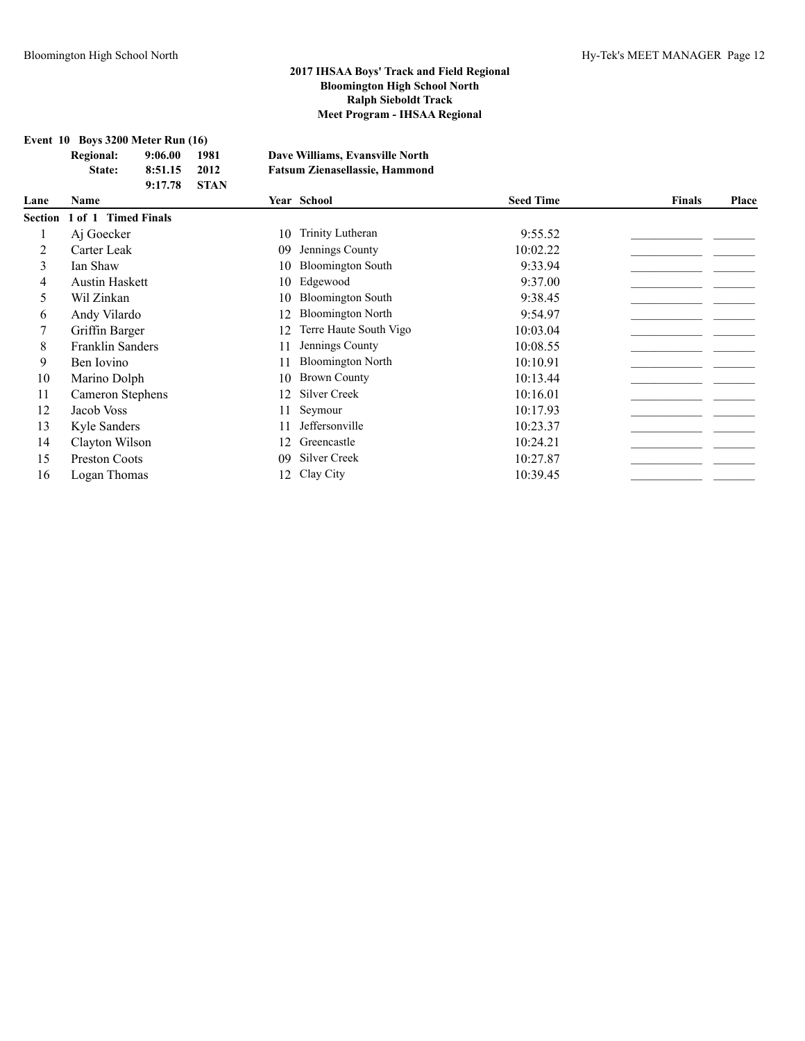## 2017 IHSAA Boys' Track and Field Regional
## Bloomington High School North
## Ralph Sieboldt Track
## Meet Program - IHSAA Regional

**Event 10 Boys 3200 Meter Run (16)**

| | | | |
|---|---|---|---|
| **Regional:** | **9:06.00** | **1981** | **Dave Williams, Evansville North** |
| **State:** | **8:51.15** | **2012** | **Fatsum Zienasellassie, Hammond** |
| | **9:17.78** | **STAN** | |

**Section 1 of 1 Timed Finals**

| Lane | Name | Year | School | Seed Time | Finals | Place |
|---|---|---|---|---|---|---|
| 1 | Aj Goecker | 10 | Trinity Lutheran | 9:55.52 | ___________ | _______ |
| 2 | Carter Leak | 09 | Jennings County | 10:02.22 | ___________ | _______ |
| 3 | Ian Shaw | 10 | Bloomington South | 9:33.94 | ___________ | _______ |
| 4 | Austin Haskett | 10 | Edgewood | 9:37.00 | ___________ | _______ |
| 5 | Wil Zinkan | 10 | Bloomington South | 9:38.45 | ___________ | _______ |
| 6 | Andy Vilardo | 12 | Bloomington North | 9:54.97 | ___________ | _______ |
| 7 | Griffin Barger | 12 | Terre Haute South Vigo | 10:03.04 | ___________ | _______ |
| 8 | Franklin Sanders | 11 | Jennings County | 10:08.55 | ___________ | _______ |
| 9 | Ben Iovino | 11 | Bloomington North | 10:10.91 | ___________ | _______ |
| 10 | Marino Dolph | 10 | Brown County | 10:13.44 | ___________ | _______ |
| 11 | Cameron Stephens | 12 | Silver Creek | 10:16.01 | ___________ | _______ |
| 12 | Jacob Voss | 11 | Seymour | 10:17.93 | ___________ | _______ |
| 13 | Kyle Sanders | 11 | Jeffersonville | 10:23.37 | ___________ | _______ |
| 14 | Clayton Wilson | 12 | Greencastle | 10:24.21 | ___________ | _______ |
| 15 | Preston Coots | 09 | Silver Creek | 10:27.87 | ___________ | _______ |
| 16 | Logan Thomas | 12 | Clay City | 10:39.45 | ___________ | _______ |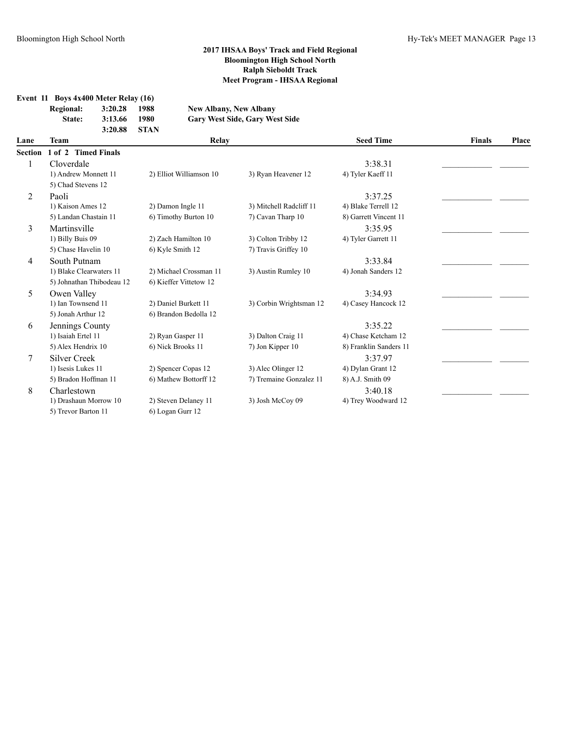**2017 IHSAA Boys' Track and Field Regional**
**Bloomington High School North**
**Ralph Sieboldt Track**
**Meet Program - IHSAA Regional**

**Event 11 Boys 4x400 Meter Relay (16)**

| | | | |
|---|---|---|---|
| **Regional:** | **3:20.28** | **1988** | **New Albany, New Albany** |
| **State:** | **3:13.66** | **1980** | **Gary West Side, Gary West Side** |
| | **3:20.88** | **STAN** | |

| Lane | Team | Relay | | | Seed Time | Finals | Place |
|---|---|---|---|---|---|---|---|
| **Section 1 of 2 Timed Finals** | | | | | | | |
| 1 | Cloverdale | | | | 3:38.31 | ____________ | _______ |
| | 1) Andrew Monnett 11 | 2) Elliot Williamson 10 | 3) Ryan Heavener 12 | 4) Tyler Kaeff 11 | | | |
| | 5) Chad Stevens 12 | | | | | | |
| 2 | Paoli | | | | 3:37.25 | ____________ | _______ |
| | 1) Kaison Ames 12 | 2) Damon Ingle 11 | 3) Mitchell Radcliff 11 | 4) Blake Terrell 12 | | | |
| | 5) Landan Chastain 11 | 6) Timothy Burton 10 | 7) Cavan Tharp 10 | 8) Garrett Vincent 11 | | | |
| 3 | Martinsville | | | | 3:35.95 | ____________ | _______ |
| | 1) Billy Buis 09 | 2) Zach Hamilton 10 | 3) Colton Tribby 12 | 4) Tyler Garrett 11 | | | |
| | 5) Chase Havelin 10 | 6) Kyle Smith 12 | 7) Travis Griffey 10 | | | | |
| 4 | South Putnam | | | | 3:33.84 | ____________ | _______ |
| | 1) Blake Clearwaters 11 | 2) Michael Crossman 11 | 3) Austin Rumley 10 | 4) Jonah Sanders 12 | | | |
| | 5) Johnathan Thibodeau 12 | 6) Kieffer Vittetow 12 | | | | | |
| 5 | Owen Valley | | | | 3:34.93 | ____________ | _______ |
| | 1) Ian Townsend 11 | 2) Daniel Burkett 11 | 3) Corbin Wrightsman 12 | 4) Casey Hancock 12 | | | |
| | 5) Jonah Arthur 12 | 6) Brandon Bedolla 12 | | | | | |
| 6 | Jennings County | | | | 3:35.22 | ____________ | _______ |
| | 1) Isaiah Ertel 11 | 2) Ryan Gasper 11 | 3) Dalton Craig 11 | 4) Chase Ketcham 12 | | | |
| | 5) Alex Hendrix 10 | 6) Nick Brooks 11 | 7) Jon Kipper 10 | 8) Franklin Sanders 11 | | | |
| 7 | Silver Creek | | | | 3:37.97 | ____________ | _______ |
| | 1) Isesis Lukes 11 | 2) Spencer Copas 12 | 3) Alec Olinger 12 | 4) Dylan Grant 12 | | | |
| | 5) Bradon Hoffman 11 | 6) Mathew Bottorff 12 | 7) Tremaine Gonzalez 11 | 8) A.J. Smith 09 | | | |
| 8 | Charlestown | | | | 3:40.18 | ____________ | _______ |
| | 1) Drashaun Morrow 10 | 2) Steven Delaney 11 | 3) Josh McCoy 09 | 4) Trey Woodward 12 | | | |
| | 5) Trevor Barton 11 | 6) Logan Gurr 12 | | | | | |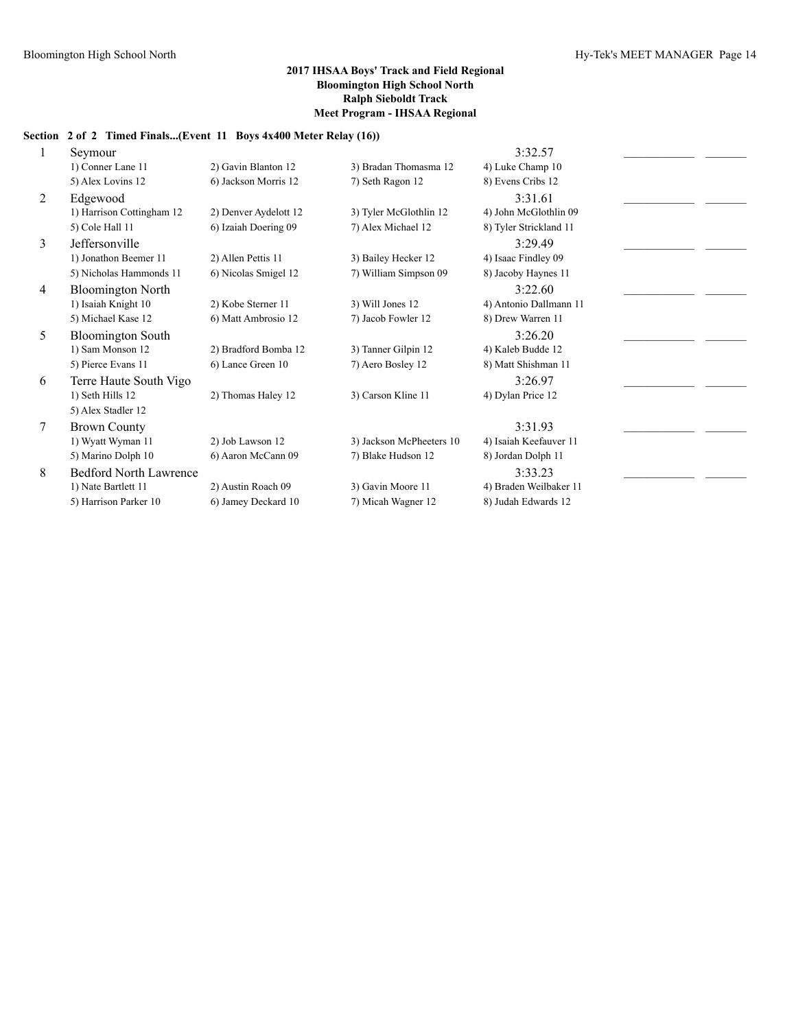**2017 IHSAA Boys' Track and Field Regional**
**Bloomington High School North**
**Ralph Sieboldt Track**
**Meet Program - IHSAA Regional**

**Section 2 of 2 Timed Finals...(Event 11 Boys 4x400 Meter Relay (16))**

| Lane | Team | | | | Seed Time |
|---|---|---|---|---|---|
| 1 | Seymour | | | | 3:32.57 |
| | 1) Conner Lane 11 | 2) Gavin Blanton 12 | 3) Bradan Thomasma 12 | 4) Luke Champ 10 | |
| | 5) Alex Lovins 12 | 6) Jackson Morris 12 | 7) Seth Ragon 12 | 8) Evens Cribs 12 | |
| 2 | Edgewood | | | | 3:31.61 |
| | 1) Harrison Cottingham 12 | 2) Denver Aydelott 12 | 3) Tyler McGlothlin 12 | 4) John McGlothlin 09 | |
| | 5) Cole Hall 11 | 6) Izaiah Doering 09 | 7) Alex Michael 12 | 8) Tyler Strickland 11 | |
| 3 | Jeffersonville | | | | 3:29.49 |
| | 1) Jonathon Beemer 11 | 2) Allen Pettis 11 | 3) Bailey Hecker 12 | 4) Isaac Findley 09 | |
| | 5) Nicholas Hammonds 11 | 6) Nicolas Smigel 12 | 7) William Simpson 09 | 8) Jacoby Haynes 11 | |
| 4 | Bloomington North | | | | 3:22.60 |
| | 1) Isaiah Knight 10 | 2) Kobe Sterner 11 | 3) Will Jones 12 | 4) Antonio Dallmann 11 | |
| | 5) Michael Kase 12 | 6) Matt Ambrosio 12 | 7) Jacob Fowler 12 | 8) Drew Warren 11 | |
| 5 | Bloomington South | | | | 3:26.20 |
| | 1) Sam Monson 12 | 2) Bradford Bomba 12 | 3) Tanner Gilpin 12 | 4) Kaleb Budde 12 | |
| | 5) Pierce Evans 11 | 6) Lance Green 10 | 7) Aero Bosley 12 | 8) Matt Shishman 11 | |
| 6 | Terre Haute South Vigo | | | | 3:26.97 |
| | 1) Seth Hills 12 | 2) Thomas Haley 12 | 3) Carson Kline 11 | 4) Dylan Price 12 | |
| | 5) Alex Stadler 12 | | | | |
| 7 | Brown County | | | | 3:31.93 |
| | 1) Wyatt Wyman 11 | 2) Job Lawson 12 | 3) Jackson McPheeters 10 | 4) Isaiah Keefauver 11 | |
| | 5) Marino Dolph 10 | 6) Aaron McCann 09 | 7) Blake Hudson 12 | 8) Jordan Dolph 11 | |
| 8 | Bedford North Lawrence | | | | 3:33.23 |
| | 1) Nate Bartlett 11 | 2) Austin Roach 09 | 3) Gavin Moore 11 | 4) Braden Weilbaker 11 | |
| | 5) Harrison Parker 10 | 6) Jamey Deckard 10 | 7) Micah Wagner 12 | 8) Judah Edwards 12 | |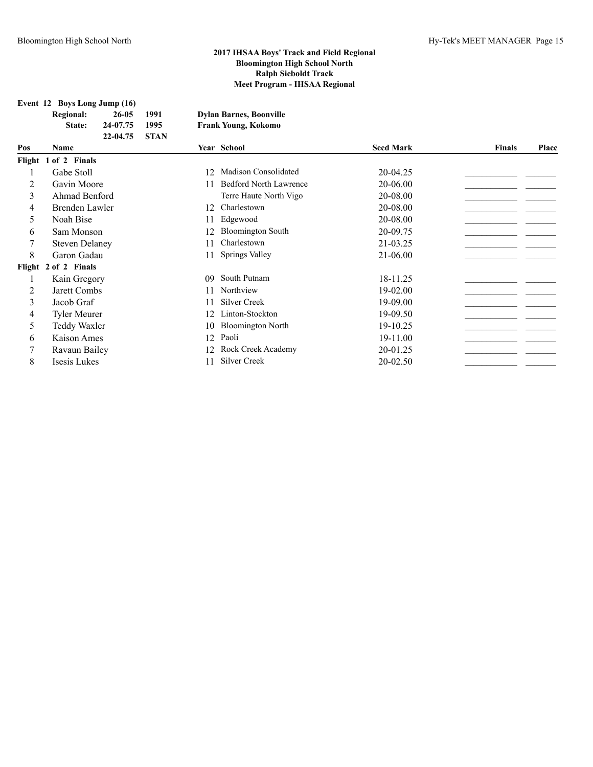## 2017 IHSAA Boys' Track and Field Regional
## Bloomington High School North
## Ralph Sieboldt Track
## Meet Program - IHSAA Regional

**Event 12 Boys Long Jump (16)**

| | | | |
|---|---|---|---|
| **Regional:** | **26-05** | **1991** | **Dylan Barnes, Boonville** |
| **State:** | **24-07.75** | **1995** | **Frank Young, Kokomo** |
| | **22-04.75** | **STAN** | |

| Pos | Name | Year | School | Seed Mark | Finals | Place |
|---|---|---|---|---|---|---|
| **Flight 1 of 2 Finals** | | | | | | |
| 1 | Gabe Stoll | 12 | Madison Consolidated | 20-04.25 | ___ | ___ |
| 2 | Gavin Moore | 11 | Bedford North Lawrence | 20-06.00 | ___ | ___ |
| 3 | Ahmad Benford | | Terre Haute North Vigo | 20-08.00 | ___ | ___ |
| 4 | Brenden Lawler | 12 | Charlestown | 20-08.00 | ___ | ___ |
| 5 | Noah Bise | 11 | Edgewood | 20-08.00 | ___ | ___ |
| 6 | Sam Monson | 12 | Bloomington South | 20-09.75 | ___ | ___ |
| 7 | Steven Delaney | 11 | Charlestown | 21-03.25 | ___ | ___ |
| 8 | Garon Gadau | 11 | Springs Valley | 21-06.00 | ___ | ___ |
| **Flight 2 of 2 Finals** | | | | | | |
| 1 | Kain Gregory | 09 | South Putnam | 18-11.25 | ___ | ___ |
| 2 | Jarett Combs | 11 | Northview | 19-02.00 | ___ | ___ |
| 3 | Jacob Graf | 11 | Silver Creek | 19-09.00 | ___ | ___ |
| 4 | Tyler Meurer | 12 | Linton-Stockton | 19-09.50 | ___ | ___ |
| 5 | Teddy Waxler | 10 | Bloomington North | 19-10.25 | ___ | ___ |
| 6 | Kaison Ames | 12 | Paoli | 19-11.00 | ___ | ___ |
| 7 | Ravaun Bailey | 12 | Rock Creek Academy | 20-01.25 | ___ | ___ |
| 8 | Isesis Lukes | 11 | Silver Creek | 20-02.50 | ___ | ___ |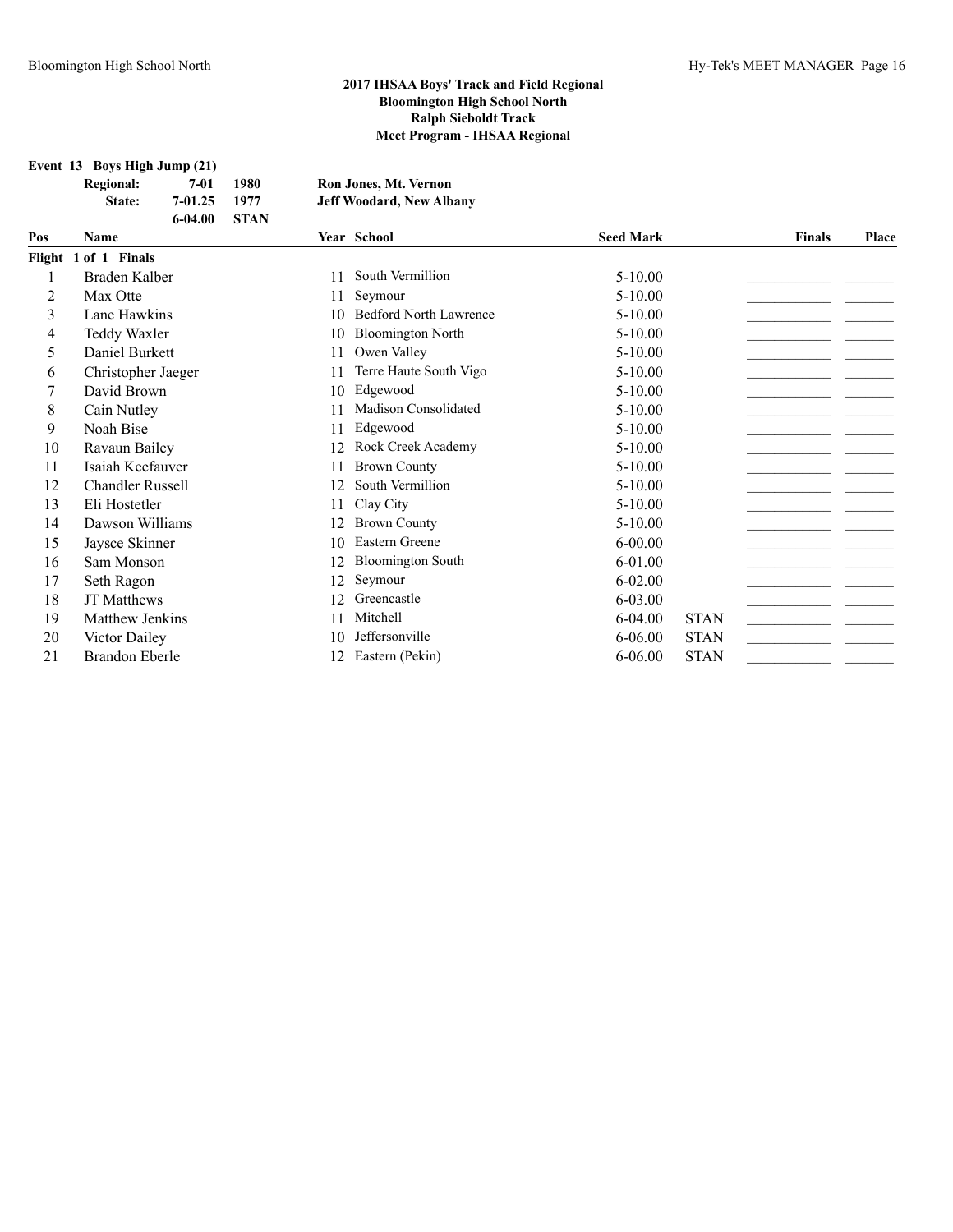## 2017 IHSAA Boys' Track and Field Regional
## Bloomington High School North
## Ralph Sieboldt Track
## Meet Program - IHSAA Regional

**Event 13 Boys High Jump (21)**

| | | | |
|---|---|---|---|
| **Regional:** | **7-01** | **1980** | **Ron Jones, Mt. Vernon** |
| **State:** | **7-01.25** | **1977** | **Jeff Woodard, New Albany** |
| | **6-04.00** | **STAN** | |

| Pos | Name | Year | School | Seed Mark | | Finals | Place |
|---|---|---|---|---|---|---|---|
| **Flight 1 of 1 Finals** | | | | | | | |
| 1 | Braden Kalber | 11 | South Vermillion | 5-10.00 | | ___________ | _______ |
| 2 | Max Otte | 11 | Seymour | 5-10.00 | | ___________ | _______ |
| 3 | Lane Hawkins | 10 | Bedford North Lawrence | 5-10.00 | | ___________ | _______ |
| 4 | Teddy Waxler | 10 | Bloomington North | 5-10.00 | | ___________ | _______ |
| 5 | Daniel Burkett | 11 | Owen Valley | 5-10.00 | | ___________ | _______ |
| 6 | Christopher Jaeger | 11 | Terre Haute South Vigo | 5-10.00 | | ___________ | _______ |
| 7 | David Brown | 10 | Edgewood | 5-10.00 | | ___________ | _______ |
| 8 | Cain Nutley | 11 | Madison Consolidated | 5-10.00 | | ___________ | _______ |
| 9 | Noah Bise | 11 | Edgewood | 5-10.00 | | ___________ | _______ |
| 10 | Ravaun Bailey | 12 | Rock Creek Academy | 5-10.00 | | ___________ | _______ |
| 11 | Isaiah Keefauver | 11 | Brown County | 5-10.00 | | ___________ | _______ |
| 12 | Chandler Russell | 12 | South Vermillion | 5-10.00 | | ___________ | _______ |
| 13 | Eli Hostetler | 11 | Clay City | 5-10.00 | | ___________ | _______ |
| 14 | Dawson Williams | 12 | Brown County | 5-10.00 | | ___________ | _______ |
| 15 | Jaysce Skinner | 10 | Eastern Greene | 6-00.00 | | ___________ | _______ |
| 16 | Sam Monson | 12 | Bloomington South | 6-01.00 | | ___________ | _______ |
| 17 | Seth Ragon | 12 | Seymour | 6-02.00 | | ___________ | _______ |
| 18 | JT Matthews | 12 | Greencastle | 6-03.00 | | ___________ | _______ |
| 19 | Matthew Jenkins | 11 | Mitchell | 6-04.00 | STAN | ___________ | _______ |
| 20 | Victor Dailey | 10 | Jeffersonville | 6-06.00 | STAN | ___________ | _______ |
| 21 | Brandon Eberle | 12 | Eastern (Pekin) | 6-06.00 | STAN | ___________ | _______ |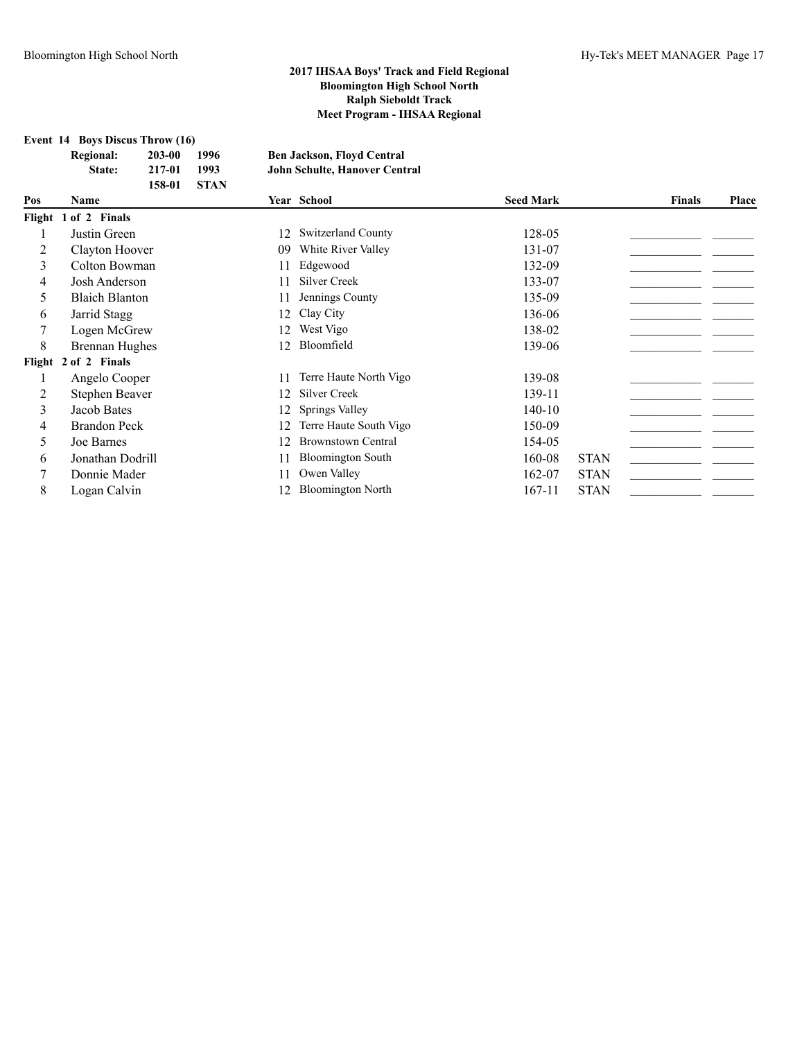## 2017 IHSAA Boys' Track and Field Regional
## Bloomington High School North
## Ralph Sieboldt Track
## Meet Program - IHSAA Regional

**Event 14 Boys Discus Throw (16)**

| | | | |
|---|---|---|---|
| **Regional:** | **203-00** | **1996** | **Ben Jackson, Floyd Central** |
| **State:** | **217-01** | **1993** | **John Schulte, Hanover Central** |
| | **158-01** | **STAN** | |

| Pos | Name | Year | School | Seed Mark | | Finals | Place |
|---|---|---|---|---|---|---|---|
| **Flight 1 of 2 Finals** | | | | | | | |
| 1 | Justin Green | 12 | Switzerland County | 128-05 | | ___________ | _______ |
| 2 | Clayton Hoover | 09 | White River Valley | 131-07 | | ___________ | _______ |
| 3 | Colton Bowman | 11 | Edgewood | 132-09 | | ___________ | _______ |
| 4 | Josh Anderson | 11 | Silver Creek | 133-07 | | ___________ | _______ |
| 5 | Blaich Blanton | 11 | Jennings County | 135-09 | | ___________ | _______ |
| 6 | Jarrid Stagg | 12 | Clay City | 136-06 | | ___________ | _______ |
| 7 | Logen McGrew | 12 | West Vigo | 138-02 | | ___________ | _______ |
| 8 | Brennan Hughes | 12 | Bloomfield | 139-06 | | ___________ | _______ |
| **Flight 2 of 2 Finals** | | | | | | | |
| 1 | Angelo Cooper | 11 | Terre Haute North Vigo | 139-08 | | ___________ | _______ |
| 2 | Stephen Beaver | 12 | Silver Creek | 139-11 | | ___________ | _______ |
| 3 | Jacob Bates | 12 | Springs Valley | 140-10 | | ___________ | _______ |
| 4 | Brandon Peck | 12 | Terre Haute South Vigo | 150-09 | | ___________ | _______ |
| 5 | Joe Barnes | 12 | Brownstown Central | 154-05 | | ___________ | _______ |
| 6 | Jonathan Dodrill | 11 | Bloomington South | 160-08 | STAN | ___________ | _______ |
| 7 | Donnie Mader | 11 | Owen Valley | 162-07 | STAN | ___________ | _______ |
| 8 | Logan Calvin | 12 | Bloomington North | 167-11 | STAN | ___________ | _______ |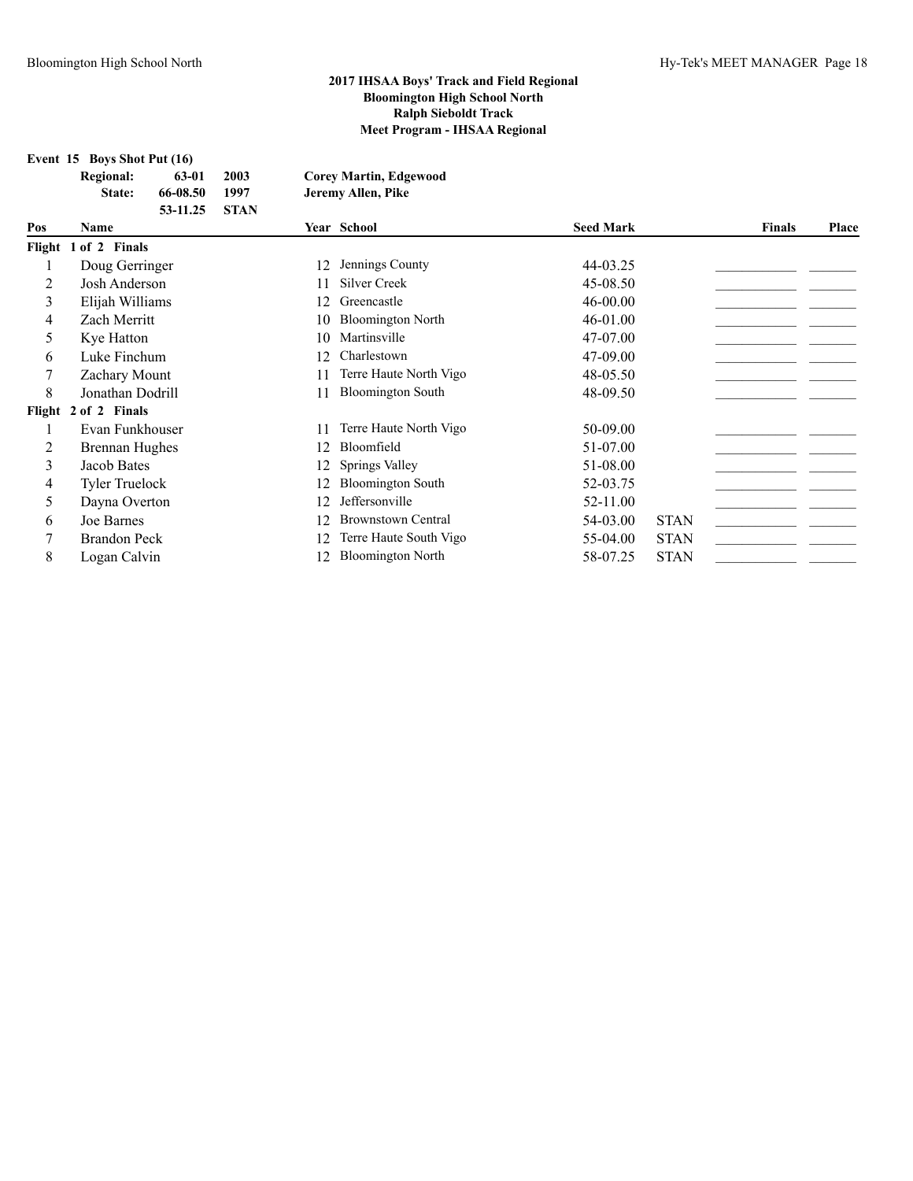## 2017 IHSAA Boys' Track and Field Regional
## Bloomington High School North
## Ralph Sieboldt Track
## Meet Program - IHSAA Regional

### Event 15 Boys Shot Put (16)

| | | | |
|---|---|---|---|
| Regional: | 63-01 | 2003 | Corey Martin, Edgewood |
| State: | 66-08.50 | 1997 | Jeremy Allen, Pike |
| | 53-11.25 | STAN | |

| Pos | Name | Year | School | Seed Mark | | Finals | Place |
|---|---|---|---|---|---|---|---|
| **Flight 1 of 2 Finals** | | | | | | | |
| 1 | Doug Gerringer | 12 | Jennings County | 44-03.25 | | ___________ | ______ |
| 2 | Josh Anderson | 11 | Silver Creek | 45-08.50 | | ___________ | ______ |
| 3 | Elijah Williams | 12 | Greencastle | 46-00.00 | | ___________ | ______ |
| 4 | Zach Merritt | 10 | Bloomington North | 46-01.00 | | ___________ | ______ |
| 5 | Kye Hatton | 10 | Martinsville | 47-07.00 | | ___________ | ______ |
| 6 | Luke Finchum | 12 | Charlestown | 47-09.00 | | ___________ | ______ |
| 7 | Zachary Mount | 11 | Terre Haute North Vigo | 48-05.50 | | ___________ | ______ |
| 8 | Jonathan Dodrill | 11 | Bloomington South | 48-09.50 | | ___________ | ______ |
| **Flight 2 of 2 Finals** | | | | | | | |
| 1 | Evan Funkhouser | 11 | Terre Haute North Vigo | 50-09.00 | | ___________ | ______ |
| 2 | Brennan Hughes | 12 | Bloomfield | 51-07.00 | | ___________ | ______ |
| 3 | Jacob Bates | 12 | Springs Valley | 51-08.00 | | ___________ | ______ |
| 4 | Tyler Truelock | 12 | Bloomington South | 52-03.75 | | ___________ | ______ |
| 5 | Dayna Overton | 12 | Jeffersonville | 52-11.00 | | ___________ | ______ |
| 6 | Joe Barnes | 12 | Brownstown Central | 54-03.00 | STAN | ___________ | ______ |
| 7 | Brandon Peck | 12 | Terre Haute South Vigo | 55-04.00 | STAN | ___________ | ______ |
| 8 | Logan Calvin | 12 | Bloomington North | 58-07.25 | STAN | ___________ | ______ |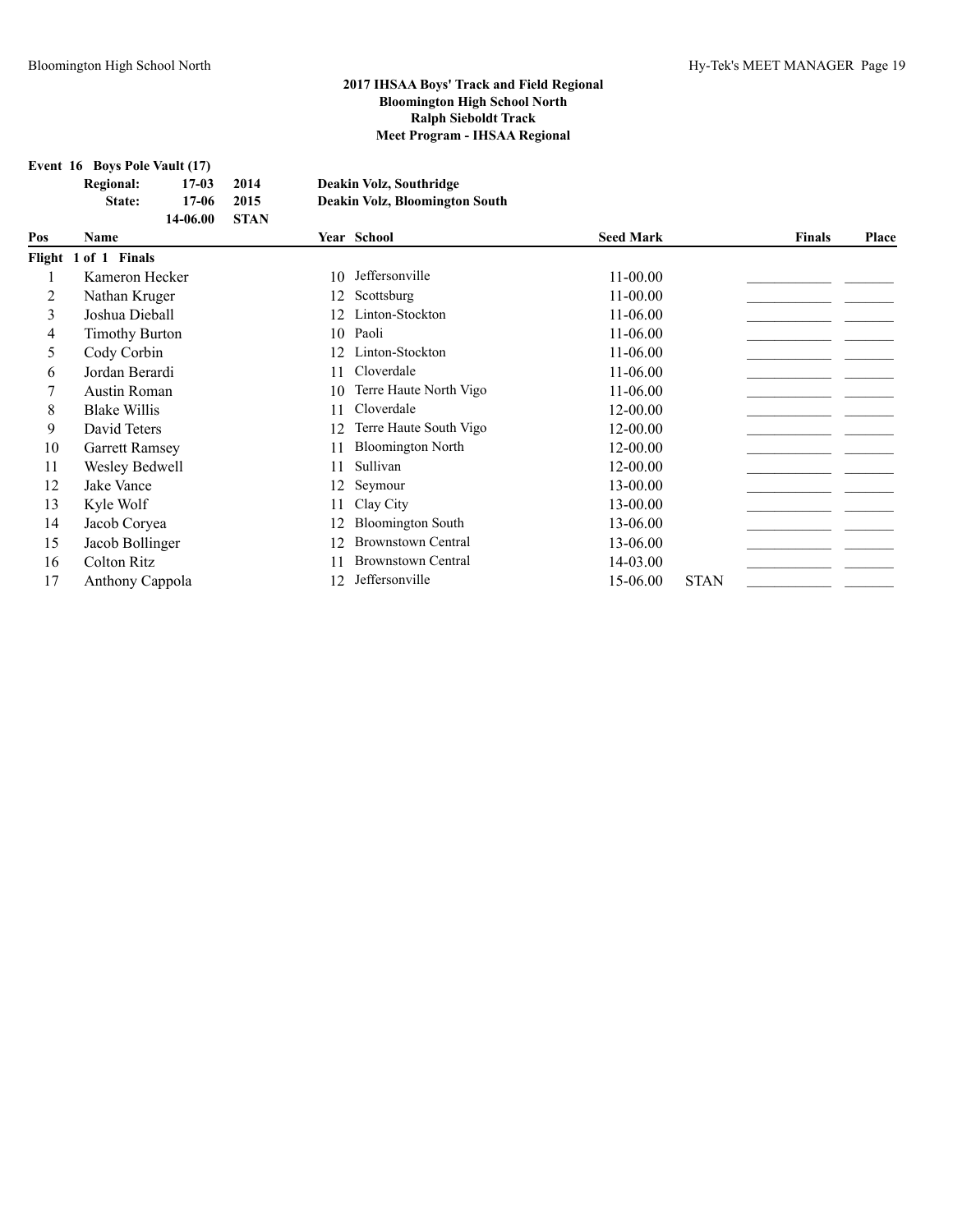## 2017 IHSAA Boys' Track and Field Regional
## Bloomington High School North
## Ralph Sieboldt Track
## Meet Program - IHSAA Regional

### Event 16 Boys Pole Vault (17)

| | | | |
|---|---|---|---|
| Regional: | 17-03 | 2014 | Deakin Volz, Southridge |
| State: | 17-06 | 2015 | Deakin Volz, Bloomington South |
| | 14-06.00 | STAN | |

| Pos | Name | Year | School | Seed Mark | | Finals | Place |
|---|---|---|---|---|---|---|---|
| **Flight 1 of 1 Finals** | | | | | | | |
| 1 | Kameron Hecker | 10 | Jeffersonville | 11-00.00 | | ____________ | _______ |
| 2 | Nathan Kruger | 12 | Scottsburg | 11-00.00 | | ____________ | _______ |
| 3 | Joshua Dieball | 12 | Linton-Stockton | 11-06.00 | | ____________ | _______ |
| 4 | Timothy Burton | 10 | Paoli | 11-06.00 | | ____________ | _______ |
| 5 | Cody Corbin | 12 | Linton-Stockton | 11-06.00 | | ____________ | _______ |
| 6 | Jordan Berardi | 11 | Cloverdale | 11-06.00 | | ____________ | _______ |
| 7 | Austin Roman | 10 | Terre Haute North Vigo | 11-06.00 | | ____________ | _______ |
| 8 | Blake Willis | 11 | Cloverdale | 12-00.00 | | ____________ | _______ |
| 9 | David Teters | 12 | Terre Haute South Vigo | 12-00.00 | | ____________ | _______ |
| 10 | Garrett Ramsey | 11 | Bloomington North | 12-00.00 | | ____________ | _______ |
| 11 | Wesley Bedwell | 11 | Sullivan | 12-00.00 | | ____________ | _______ |
| 12 | Jake Vance | 12 | Seymour | 13-00.00 | | ____________ | _______ |
| 13 | Kyle Wolf | 11 | Clay City | 13-00.00 | | ____________ | _______ |
| 14 | Jacob Coryea | 12 | Bloomington South | 13-06.00 | | ____________ | _______ |
| 15 | Jacob Bollinger | 12 | Brownstown Central | 13-06.00 | | ____________ | _______ |
| 16 | Colton Ritz | 11 | Brownstown Central | 14-03.00 | | ____________ | _______ |
| 17 | Anthony Cappola | 12 | Jeffersonville | 15-06.00 | STAN | ____________ | _______ |